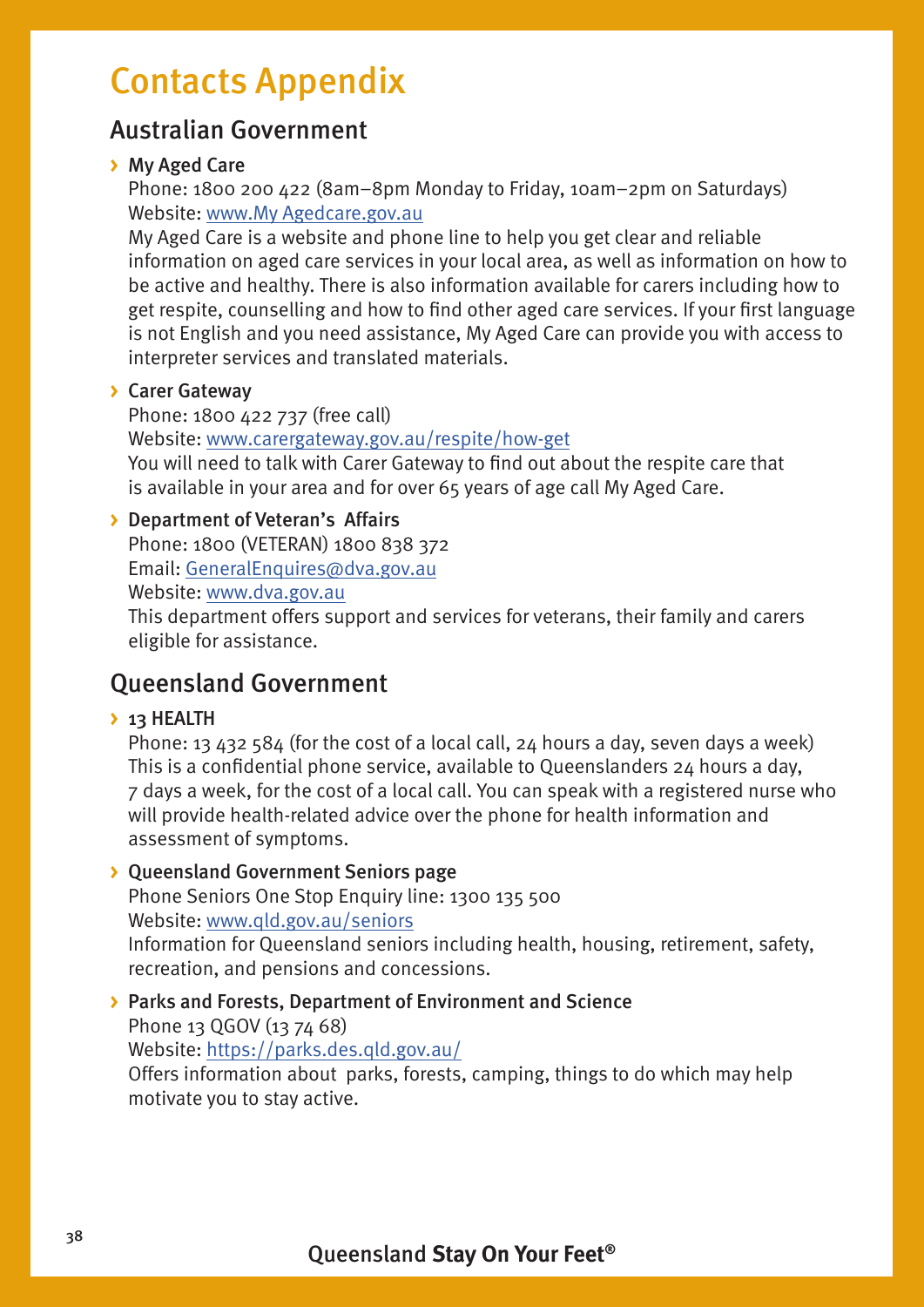# Contacts Appendix

## Australian Government

- **My Aged Care**
  Phone: 1800 200 422 (8am–8pm Monday to Friday, 10am–2pm on Saturdays)
  Website: www.My Agedcare.gov.au
  My Aged Care is a website and phone line to help you get clear and reliable information on aged care services in your local area, as well as information on how to be active and healthy. There is also information available for carers including how to get respite, counselling and how to find other aged care services. If your first language is not English and you need assistance, My Aged Care can provide you with access to interpreter services and translated materials.

- **Carer Gateway**
  Phone: 1800 422 737 (free call)
  Website: www.carergateway.gov.au/respite/how-get
  You will need to talk with Carer Gateway to find out about the respite care that is available in your area and for over 65 years of age call My Aged Care.

- **Department of Veteran's Affairs**
  Phone: 1800 (VETERAN) 1800 838 372
  Email: GeneralEnquires@dva.gov.au
  Website: www.dva.gov.au
  This department offers support and services for veterans, their family and carers eligible for assistance.

## Queensland Government

- **13 HEALTH**
  Phone: 13 432 584 (for the cost of a local call, 24 hours a day, seven days a week)
  This is a confidential phone service, available to Queenslanders 24 hours a day, 7 days a week, for the cost of a local call. You can speak with a registered nurse who will provide health-related advice over the phone for health information and assessment of symptoms.

- **Queensland Government Seniors page**
  Phone Seniors One Stop Enquiry line: 1300 135 500
  Website: www.qld.gov.au/seniors
  Information for Queensland seniors including health, housing, retirement, safety, recreation, and pensions and concessions.

- **Parks and Forests, Department of Environment and Science**
  Phone 13 QGOV (13 74 68)
  Website: https://parks.des.qld.gov.au/
  Offers information about parks, forests, camping, things to do which may help motivate you to stay active.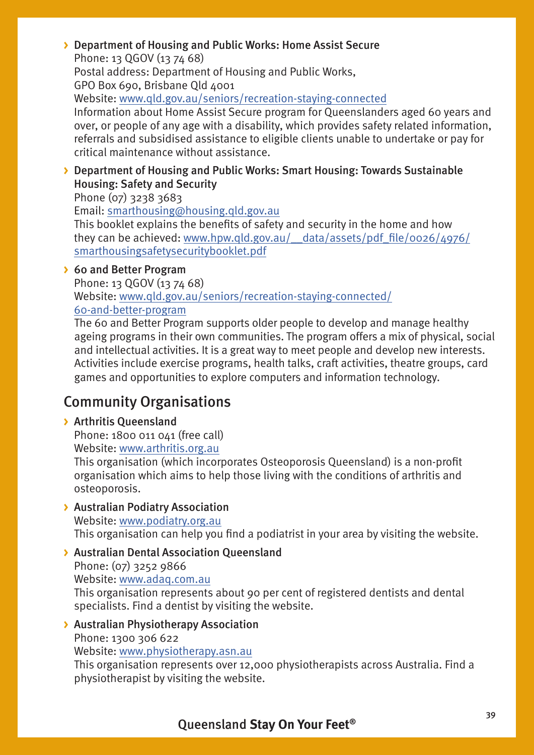- **Department of Housing and Public Works: Home Assist Secure**
  Phone: 13 QGOV (13 74 68)
  Postal address: Department of Housing and Public Works,
  GPO Box 690, Brisbane Qld 4001
  Website: www.qld.gov.au/seniors/recreation-staying-connected
  Information about Home Assist Secure program for Queenslanders aged 60 years and over, or people of any age with a disability, which provides safety related information, referrals and subsidised assistance to eligible clients unable to undertake or pay for critical maintenance without assistance.

- **Department of Housing and Public Works: Smart Housing: Towards Sustainable Housing: Safety and Security**
  Phone (07) 3238 3683
  Email: smarthousing@housing.qld.gov.au
  This booklet explains the benefits of safety and security in the home and how they can be achieved: www.hpw.qld.gov.au/__data/assets/pdf_file/0026/4976/smarthousingsafetysecuritybooklet.pdf

- **60 and Better Program**
  Phone: 13 QGOV (13 74 68)
  Website: www.qld.gov.au/seniors/recreation-staying-connected/60-and-better-program
  The 60 and Better Program supports older people to develop and manage healthy ageing programs in their own communities. The program offers a mix of physical, social and intellectual activities. It is a great way to meet people and develop new interests. Activities include exercise programs, health talks, craft activities, theatre groups, card games and opportunities to explore computers and information technology.

## Community Organisations

- **Arthritis Queensland**
  Phone: 1800 011 041 (free call)
  Website: www.arthritis.org.au
  This organisation (which incorporates Osteoporosis Queensland) is a non-profit organisation which aims to help those living with the conditions of arthritis and osteoporosis.

- **Australian Podiatry Association**
  Website: www.podiatry.org.au
  This organisation can help you find a podiatrist in your area by visiting the website.

- **Australian Dental Association Queensland**
  Phone: (07) 3252 9866
  Website: www.adaq.com.au
  This organisation represents about 90 per cent of registered dentists and dental specialists. Find a dentist by visiting the website.

- **Australian Physiotherapy Association**
  Phone: 1300 306 622
  Website: www.physiotherapy.asn.au
  This organisation represents over 12,000 physiotherapists across Australia. Find a physiotherapist by visiting the website.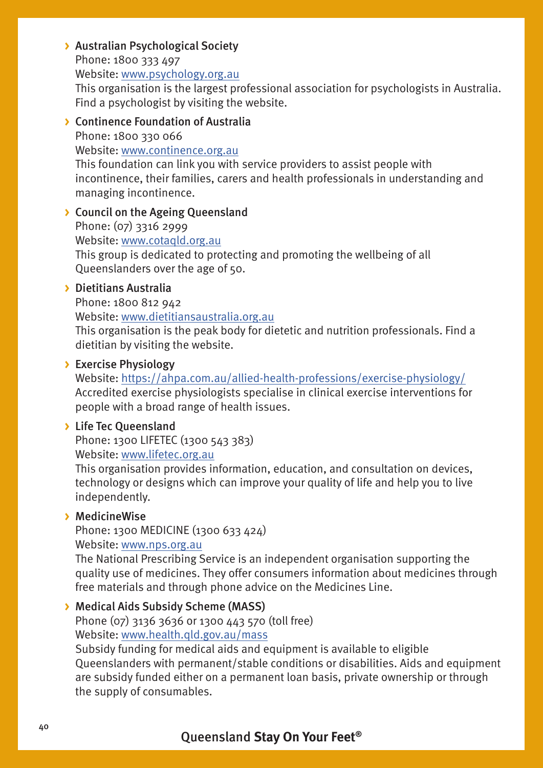- **Australian Psychological Society**
  Phone: 1800 333 497
  Website: www.psychology.org.au
  This organisation is the largest professional association for psychologists in Australia. Find a psychologist by visiting the website.

- **Continence Foundation of Australia**
  Phone: 1800 330 066
  Website: www.continence.org.au
  This foundation can link you with service providers to assist people with incontinence, their families, carers and health professionals in understanding and managing incontinence.

- **Council on the Ageing Queensland**
  Phone: (07) 3316 2999
  Website: www.cotaqld.org.au
  This group is dedicated to protecting and promoting the wellbeing of all Queenslanders over the age of 50.

- **Dietitians Australia**
  Phone: 1800 812 942
  Website: www.dietitiansaustralia.org.au
  This organisation is the peak body for dietetic and nutrition professionals. Find a dietitian by visiting the website.

- **Exercise Physiology**
  Website: https://ahpa.com.au/allied-health-professions/exercise-physiology/
  Accredited exercise physiologists specialise in clinical exercise interventions for people with a broad range of health issues.

- **Life Tec Queensland**
  Phone: 1300 LIFETEC (1300 543 383)
  Website: www.lifetec.org.au
  This organisation provides information, education, and consultation on devices, technology or designs which can improve your quality of life and help you to live independently.

- **MedicineWise**
  Phone: 1300 MEDICINE (1300 633 424)
  Website: www.nps.org.au
  The National Prescribing Service is an independent organisation supporting the quality use of medicines. They offer consumers information about medicines through free materials and through phone advice on the Medicines Line.

- **Medical Aids Subsidy Scheme (MASS)**
  Phone (07) 3136 3636 or 1300 443 570 (toll free)
  Website: www.health.qld.gov.au/mass
  Subsidy funding for medical aids and equipment is available to eligible Queenslanders with permanent/stable conditions or disabilities. Aids and equipment are subsidy funded either on a permanent loan basis, private ownership or through the supply of consumables.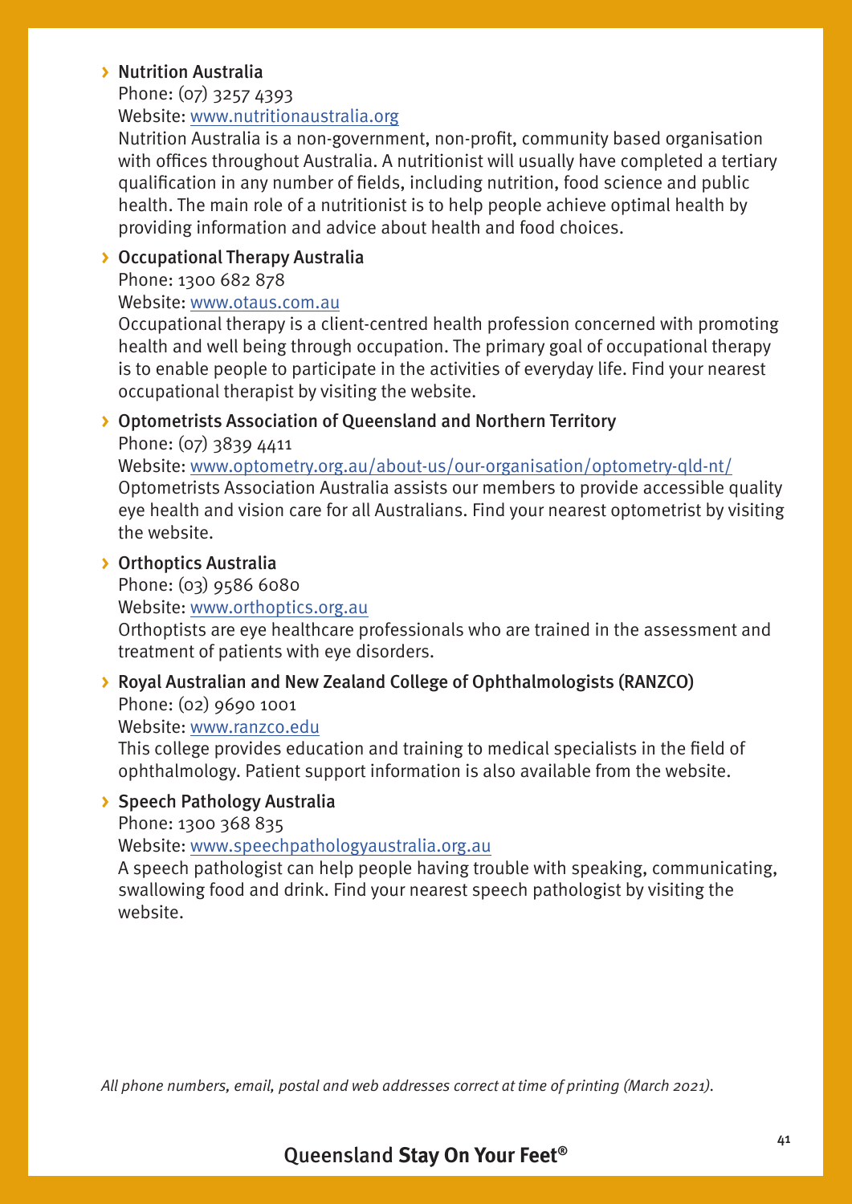- **Nutrition Australia**
  Phone: (07) 3257 4393
  Website: www.nutritionaustralia.org
  Nutrition Australia is a non-government, non-profit, community based organisation with offices throughout Australia. A nutritionist will usually have completed a tertiary qualification in any number of fields, including nutrition, food science and public health. The main role of a nutritionist is to help people achieve optimal health by providing information and advice about health and food choices.

- **Occupational Therapy Australia**
  Phone: 1300 682 878
  Website: www.otaus.com.au
  Occupational therapy is a client-centred health profession concerned with promoting health and well being through occupation. The primary goal of occupational therapy is to enable people to participate in the activities of everyday life. Find your nearest occupational therapist by visiting the website.

- **Optometrists Association of Queensland and Northern Territory**
  Phone: (07) 3839 4411
  Website: www.optometry.org.au/about-us/our-organisation/optometry-qld-nt/
  Optometrists Association Australia assists our members to provide accessible quality eye health and vision care for all Australians. Find your nearest optometrist by visiting the website.

- **Orthoptics Australia**
  Phone: (03) 9586 6080
  Website: www.orthoptics.org.au
  Orthoptists are eye healthcare professionals who are trained in the assessment and treatment of patients with eye disorders.

- **Royal Australian and New Zealand College of Ophthalmologists (RANZCO)**
  Phone: (02) 9690 1001
  Website: www.ranzco.edu
  This college provides education and training to medical specialists in the field of ophthalmology. Patient support information is also available from the website.

- **Speech Pathology Australia**
  Phone: 1300 368 835
  Website: www.speechpathologyaustralia.org.au
  A speech pathologist can help people having trouble with speaking, communicating, swallowing food and drink. Find your nearest speech pathologist by visiting the website.

*All phone numbers, email, postal and web addresses correct at time of printing (March 2021).*